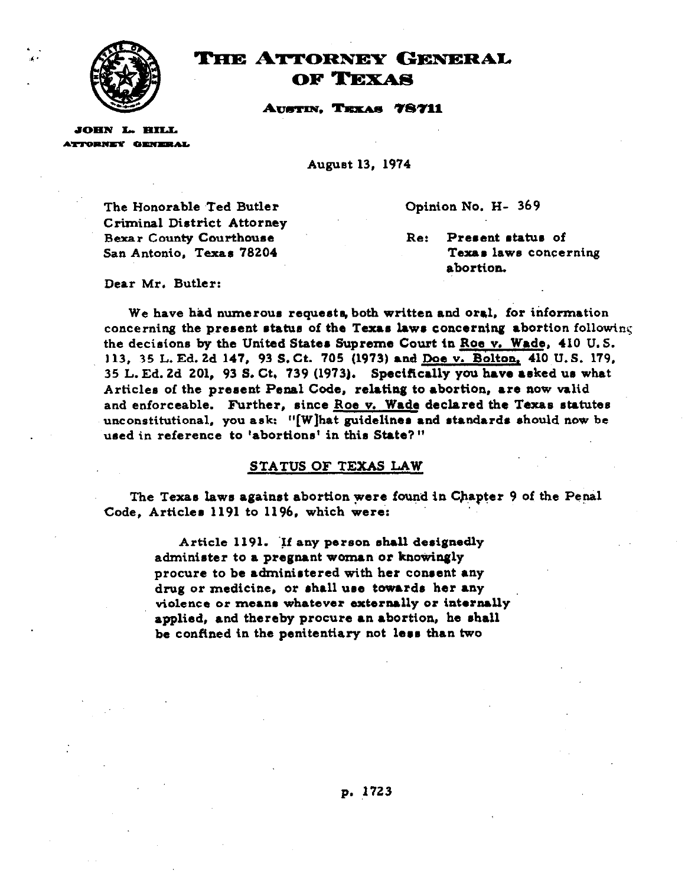# THE ATTORNEY GENERAL OF TEXAS

**AUSTIN, TEXAS 78711**

**JOHN L. HILL**
**ATTORNEY GENERAL**

August 13, 1974

The Honorable Ted Butler
Criminal District Attorney
Bexar County Courthouse
San Antonio, Texas 78204

Opinion No. H- 369

Re: Present status of Texas laws concerning abortion.

Dear Mr. Butler:

We have had numerous requests, both written and oral, for information concerning the present status of the Texas laws concerning abortion following the decisions by the United States Supreme Court in Roe v. Wade, 410 U.S. 113, 35 L. Ed. 2d 147, 93 S. Ct. 705 (1973) and Doe v. Bolton, 410 U.S. 179, 35 L. Ed. 2d 201, 93 S. Ct. 739 (1973). Specifically you have asked us what Articles of the present Penal Code, relating to abortion, are now valid and enforceable. Further, since Roe v. Wade declared the Texas statutes unconstitutional, you ask: "[W]hat guidelines and standards should now be used in reference to 'abortions' in this State?"

## STATUS OF TEXAS LAW

The Texas laws against abortion were found in Chapter 9 of the Penal Code, Articles 1191 to 1196, which were:

> Article 1191. If any person shall designedly administer to a pregnant woman or knowingly procure to be administered with her consent any drug or medicine, or shall use towards her any violence or means whatever externally or internally applied, and thereby procure an abortion, he shall be confined in the penitentiary not less than two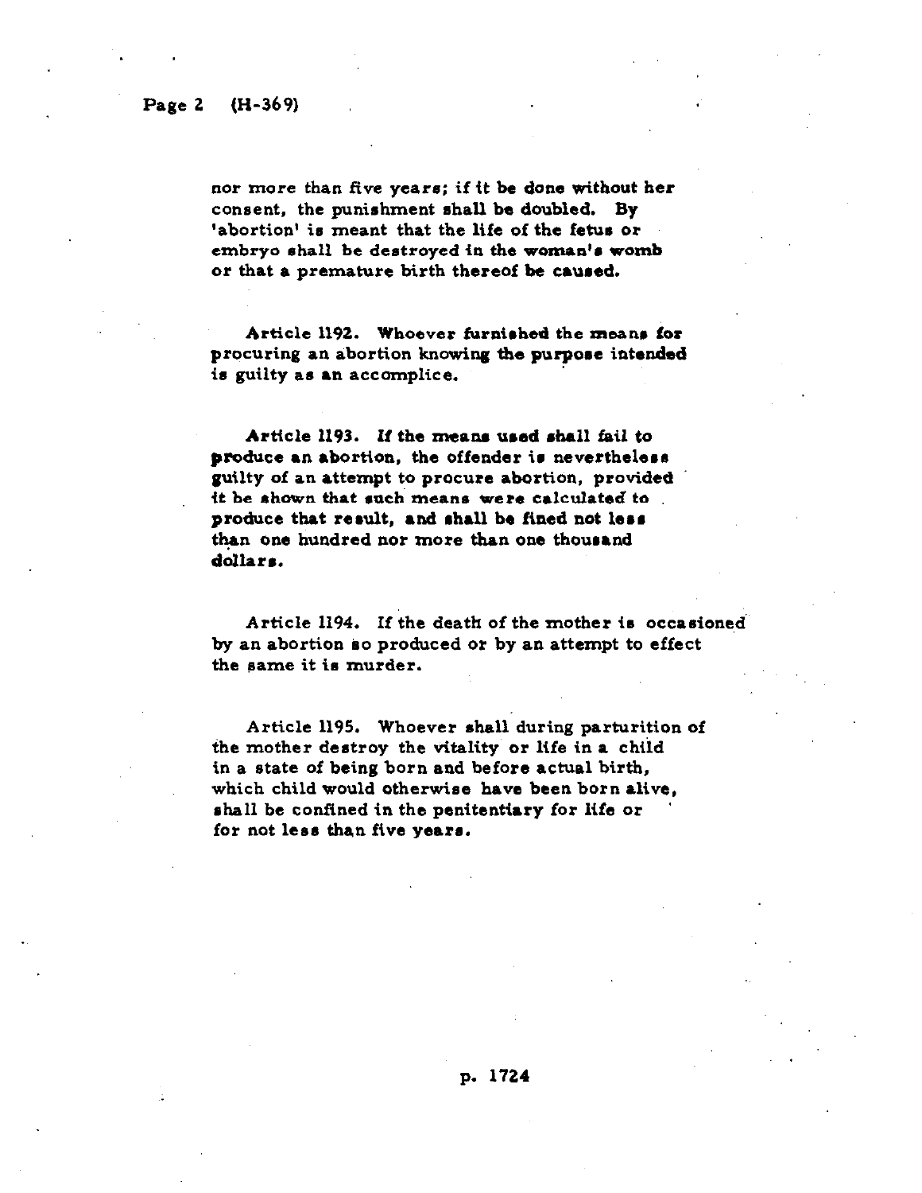nor more than five years; if it be done without her consent, the punishment shall be doubled. By 'abortion' is meant that the life of the fetus or embryo shall be destroyed in the woman's womb or that a premature birth thereof be caused.

Article 1192. Whoever furnished the means for procuring an abortion knowing the purpose intended is guilty as an accomplice.

Article 1193. If the means used shall fail to produce an abortion, the offender is nevertheless guilty of an attempt to procure abortion, provided it be shown that such means were calculated to produce that result, and shall be fined not less than one hundred nor more than one thousand dollars.

Article 1194. If the death of the mother is occasioned by an abortion so produced or by an attempt to effect the same it is murder.

Article 1195. Whoever shall during parturition of the mother destroy the vitality or life in a child in a state of being born and before actual birth, which child would otherwise have been born alive, shall be confined in the penitentiary for life or for not less than five years.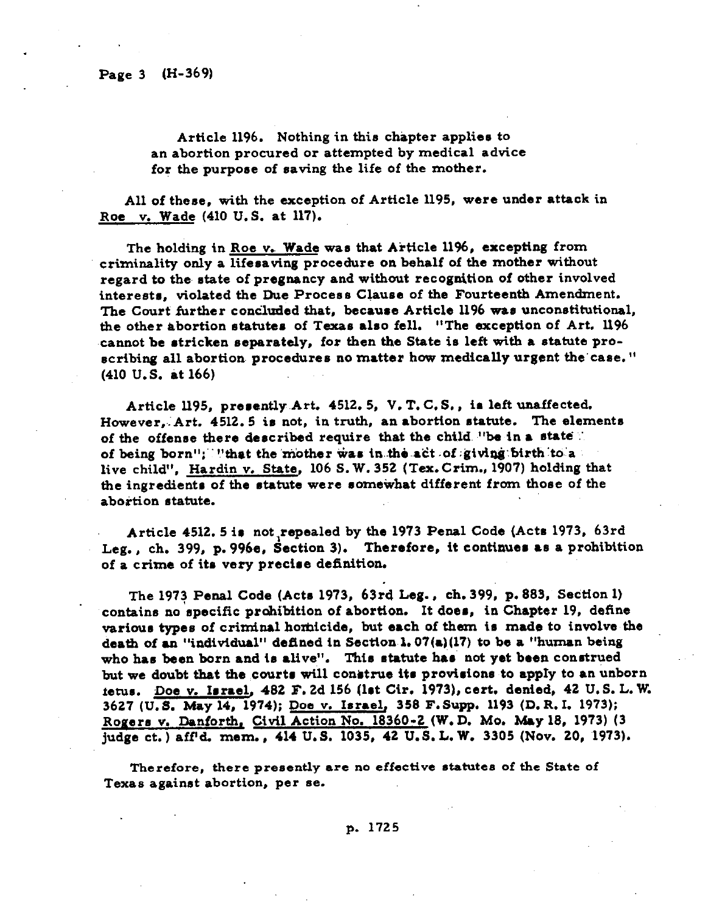Article 1196. Nothing in this chapter applies to an abortion procured or attempted by medical advice for the purpose of saving the life of the mother.

All of these, with the exception of Article 1195, were under attack in Roe v. Wade (410 U.S. at 117).

The holding in Roe v. Wade was that Article 1196, excepting from criminality only a lifesaving procedure on behalf of the mother without regard to the state of pregnancy and without recognition of other involved interests, violated the Due Process Clause of the Fourteenth Amendment. The Court further concluded that, because Article 1196 was unconstitutional, the other abortion statutes of Texas also fell. "The exception of Art. 1196 cannot be stricken separately, for then the State is left with a statute proscribing all abortion procedures no matter how medically urgent the case." (410 U.S. at 166)

Article 1195, presently Art. 4512.5, V.T.C.S., is left unaffected. However, Art. 4512.5 is not, in truth, an abortion statute. The elements of the offense there described require that the child "be in a state of being born"; "that the mother was in the act of giving birth to a live child", Hardin v. State, 106 S.W. 352 (Tex. Crim., 1907) holding that the ingredients of the statute were somewhat different from those of the abortion statute.

Article 4512.5 is not repealed by the 1973 Penal Code (Acts 1973, 63rd Leg., ch. 399, p. 996e, Section 3). Therefore, it continues as a prohibition of a crime of its very precise definition.

The 1973 Penal Code (Acts 1973, 63rd Leg., ch. 399, p. 883, Section 1) contains no specific prohibition of abortion. It does, in Chapter 19, define various types of criminal homicide, but each of them is made to involve the death of an "individual" defined in Section 1.07(a)(17) to be a "human being who has been born and is alive". This statute has not yet been construed but we doubt that the courts will construe its provisions to apply to an unborn fetus. Doe v. Israel, 482 F.2d 156 (1st Cir. 1973), cert. denied, 42 U.S.L.W. 3627 (U.S. May 14, 1974); Doe v. Israel, 358 F.Supp. 1193 (D.R.I. 1973); Rogers v. Danforth, Civil Action No. 18360-2 (W.D. Mo. May 18, 1973) (3 judge ct.) aff'd. mem., 414 U.S. 1035, 42 U.S.L.W. 3305 (Nov. 20, 1973).

Therefore, there presently are no effective statutes of the State of Texas against abortion, per se.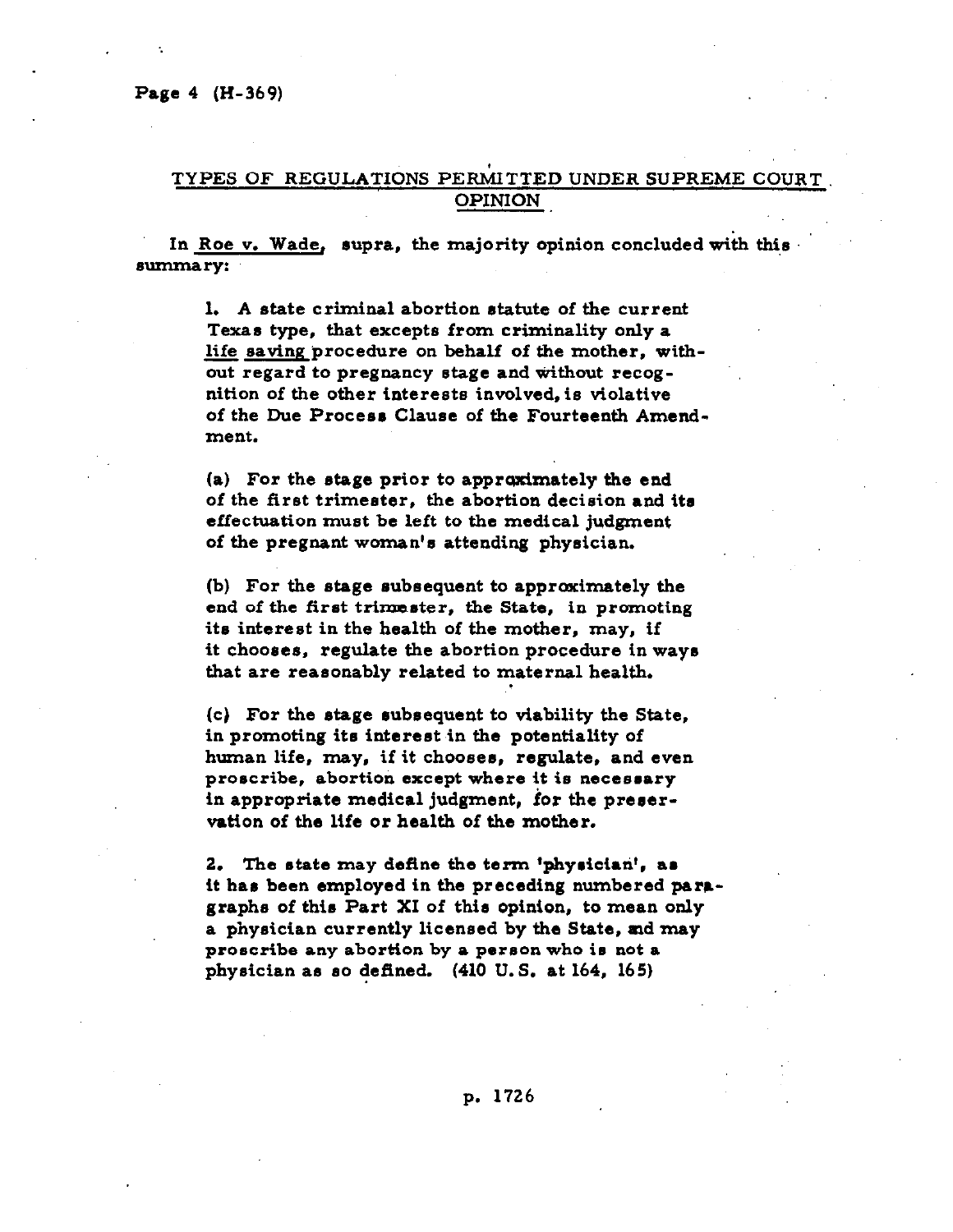## TYPES OF REGULATIONS PERMITTED UNDER SUPREME COURT OPINION

In Roe v. Wade, supra, the majority opinion concluded with this summary:

> 1. A state criminal abortion statute of the current Texas type, that excepts from criminality only a life saving procedure on behalf of the mother, without regard to pregnancy stage and without recognition of the other interests involved, is violative of the Due Process Clause of the Fourteenth Amendment.
>
> (a) For the stage prior to approximately the end of the first trimester, the abortion decision and its effectuation must be left to the medical judgment of the pregnant woman's attending physician.
>
> (b) For the stage subsequent to approximately the end of the first trimester, the State, in promoting its interest in the health of the mother, may, if it chooses, regulate the abortion procedure in ways that are reasonably related to maternal health.
>
> (c) For the stage subsequent to viability the State, in promoting its interest in the potentiality of human life, may, if it chooses, regulate, and even proscribe, abortion except where it is necessary in appropriate medical judgment, for the preservation of the life or health of the mother.
>
> 2. The state may define the term 'physician', as it has been employed in the preceding numbered paragraphs of this Part XI of this opinion, to mean only a physician currently licensed by the State, and may proscribe any abortion by a person who is not a physician as so defined. (410 U.S. at 164, 165)

p. 1726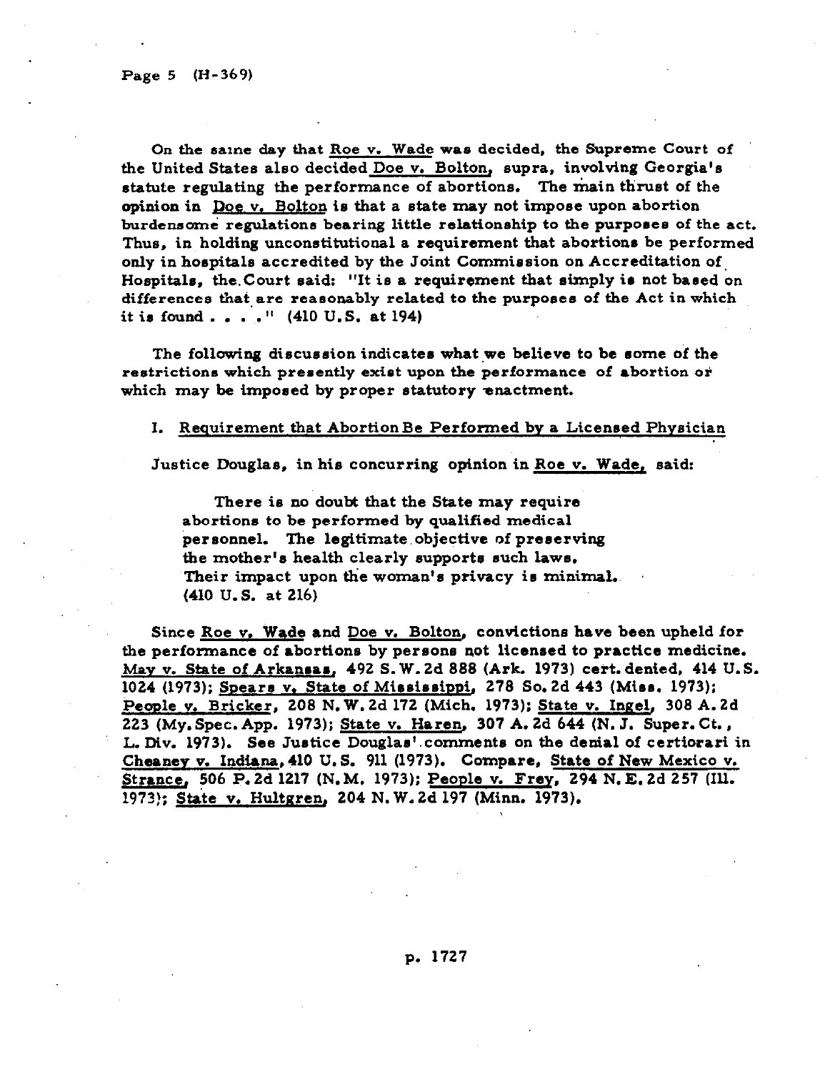On the same day that Roe v. Wade was decided, the Supreme Court of the United States also decided Doe v. Bolton, supra, involving Georgia's statute regulating the performance of abortions. The main thrust of the opinion in Doe v. Bolton is that a state may not impose upon abortion burdensome regulations bearing little relationship to the purposes of the act. Thus, in holding unconstitutional a requirement that abortions be performed only in hospitals accredited by the Joint Commission on Accreditation of Hospitals, the Court said: "It is a requirement that simply is not based on differences that are reasonably related to the purposes of the Act in which it is found . . . ." (410 U.S. at 194)

The following discussion indicates what we believe to be some of the restrictions which presently exist upon the performance of abortion or which may be imposed by proper statutory enactment.

## I. Requirement that Abortion Be Performed by a Licensed Physician

Justice Douglas, in his concurring opinion in Roe v. Wade, said:

> There is no doubt that the State may require abortions to be performed by qualified medical personnel. The legitimate objective of preserving the mother's health clearly supports such laws. Their impact upon the woman's privacy is minimal. (410 U.S. at 216)

Since Roe v. Wade and Doe v. Bolton, convictions have been upheld for the performance of abortions by persons not licensed to practice medicine. May v. State of Arkansas, 492 S.W.2d 888 (Ark. 1973) cert. denied, 414 U.S. 1024 (1973); Spears v. State of Mississippi, 278 So.2d 443 (Miss. 1973); People v. Bricker, 208 N.W.2d 172 (Mich. 1973); State v. Ingel, 308 A.2d 223 (My. Spec. App. 1973); State v. Haren, 307 A.2d 644 (N.J. Super. Ct., L. Div. 1973). See Justice Douglas' comments on the denial of certiorari in Cheaney v. Indiana, 410 U.S. 911 (1973). Compare, State of New Mexico v. Strance, 506 P.2d 1217 (N.M. 1973); People v. Frey, 294 N.E.2d 257 (Ill. 1973); State v. Hultgren, 204 N.W.2d 197 (Minn. 1973).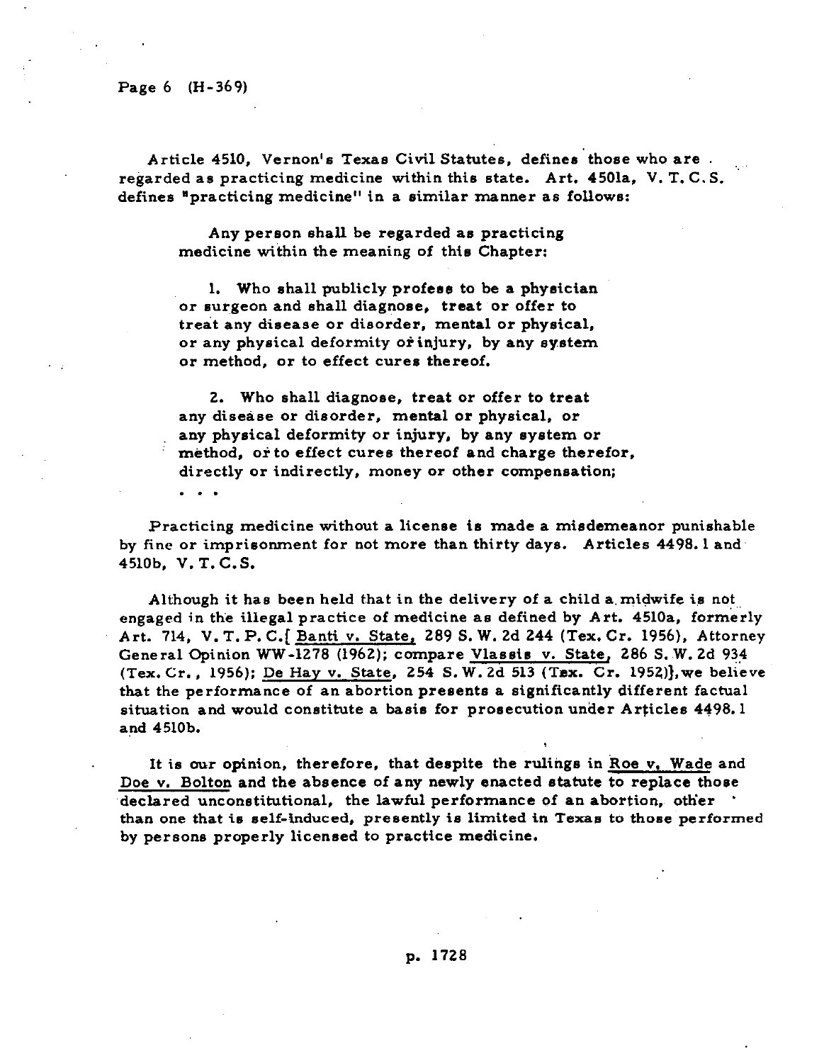Article 4510, Vernon's Texas Civil Statutes, defines those who are regarded as practicing medicine within this state. Art. 4501a, V. T. C. S. defines "practicing medicine" in a similar manner as follows:

> Any person shall be regarded as practicing medicine within the meaning of this Chapter:
>
> 1. Who shall publicly profess to be a physician or surgeon and shall diagnose, treat or offer to treat any disease or disorder, mental or physical, or any physical deformity or injury, by any system or method, or to effect cures thereof.
>
> 2. Who shall diagnose, treat or offer to treat any disease or disorder, mental or physical, or any physical deformity or injury, by any system or method, or to effect cures thereof and charge therefor, directly or indirectly, money or other compensation;
>
> . . .

Practicing medicine without a license is made a misdemeanor punishable by fine or imprisonment for not more than thirty days. Articles 4498.1 and 4510b, V. T. C. S.

Although it has been held that in the delivery of a child a midwife is not engaged in the illegal practice of medicine as defined by Art. 4510a, formerly Art. 714, V. T. P. C.[ Banti v. State, 289 S. W. 2d 244 (Tex. Cr. 1956), Attorney General Opinion WW-1278 (1962); compare Vlassis v. State, 286 S. W. 2d 934 (Tex. Cr., 1956); De Hay v. State, 254 S. W. 2d 513 (Tex. Cr. 1952)], we believe that the performance of an abortion presents a significantly different factual situation and would constitute a basis for prosecution under Articles 4498.1 and 4510b.

It is our opinion, therefore, that despite the rulings in Roe v. Wade and Doe v. Bolton and the absence of any newly enacted statute to replace those declared unconstitutional, the lawful performance of an abortion, other than one that is self-induced, presently is limited in Texas to those performed by persons properly licensed to practice medicine.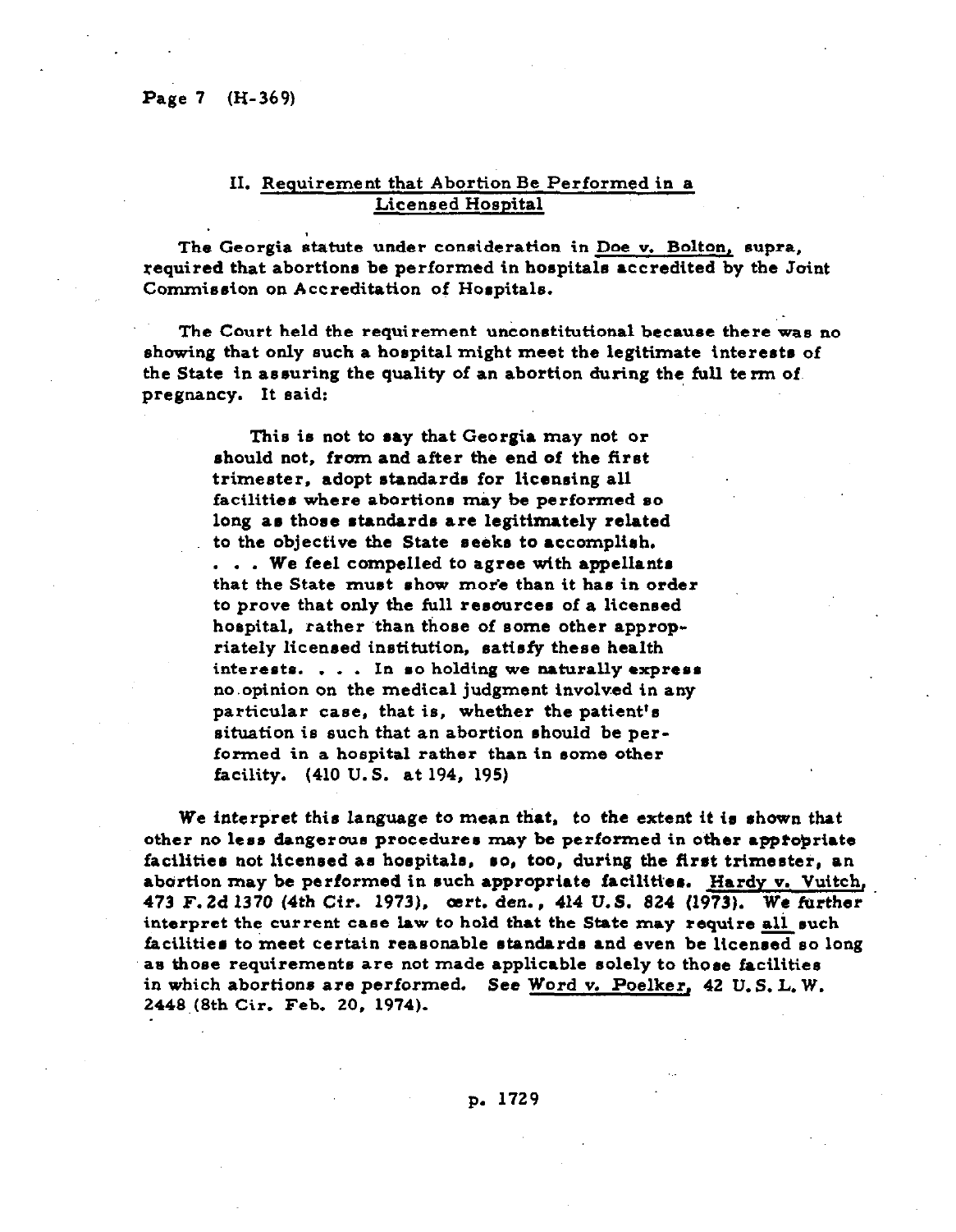## II. Requirement that Abortion Be Performed in a Licensed Hospital

The Georgia statute under consideration in Doe v. Bolton, supra, required that abortions be performed in hospitals accredited by the Joint Commission on Accreditation of Hospitals.

The Court held the requirement unconstitutional because there was no showing that only such a hospital might meet the legitimate interests of the State in assuring the quality of an abortion during the full term of pregnancy. It said:

> This is not to say that Georgia may not or should not, from and after the end of the first trimester, adopt standards for licensing all facilities where abortions may be performed so long as those standards are legitimately related to the objective the State seeks to accomplish. . . . We feel compelled to agree with appellants that the State must show more than it has in order to prove that only the full resources of a licensed hospital, rather than those of some other appropriately licensed institution, satisfy these health interests. . . . In so holding we naturally express no opinion on the medical judgment involved in any particular case, that is, whether the patient's situation is such that an abortion should be performed in a hospital rather than in some other facility. (410 U.S. at 194, 195)

We interpret this language to mean that, to the extent it is shown that other no less dangerous procedures may be performed in other appropriate facilities not licensed as hospitals, so, too, during the first trimester, an abortion may be performed in such appropriate facilities. Hardy v. Vuitch, 473 F.2d 1370 (4th Cir. 1973), cert. den., 414 U.S. 824 (1973). We further interpret the current case law to hold that the State may require all such facilities to meet certain reasonable standards and even be licensed so long as those requirements are not made applicable solely to those facilities in which abortions are performed. See Word v. Poelker, 42 U.S.L.W. 2448 (8th Cir. Feb. 20, 1974).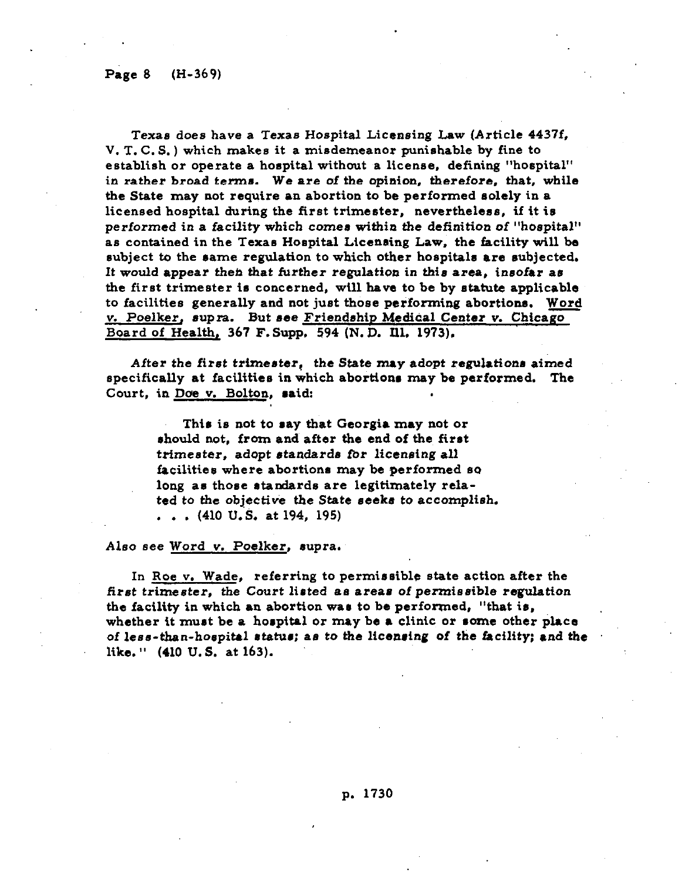Texas does have a Texas Hospital Licensing Law (Article 4437f, V. T. C. S.) which makes it a misdemeanor punishable by fine to establish or operate a hospital without a license, defining "hospital" in rather broad terms. We are of the opinion, therefore, that, while the State may not require an abortion to be performed solely in a licensed hospital during the first trimester, nevertheless, if it is performed in a facility which comes within the definition of "hospital" as contained in the Texas Hospital Licensing Law, the facility will be subject to the same regulation to which other hospitals are subjected. It would appear then that further regulation in this area, insofar as the first trimester is concerned, will have to be by statute applicable to facilities generally and not just those performing abortions. Word v. Poelker, supra. But see Friendship Medical Center v. Chicago Board of Health, 367 F.Supp. 594 (N.D. Ill. 1973).

After the first trimester, the State may adopt regulations aimed specifically at facilities in which abortions may be performed. The Court, in Doe v. Bolton, said:

> This is not to say that Georgia may not or should not, from and after the end of the first trimester, adopt standards for licensing all facilities where abortions may be performed so long as those standards are legitimately related to the objective the State seeks to accomplish. . . . (410 U.S. at 194, 195)

Also see Word v. Poelker, supra.

In Roe v. Wade, referring to permissible state action after the first trimester, the Court listed as areas of permissible regulation the facility in which an abortion was to be performed, "that is, whether it must be a hospital or may be a clinic or some other place of less-than-hospital status; as to the licensing of the facility; and the like." (410 U.S. at 163).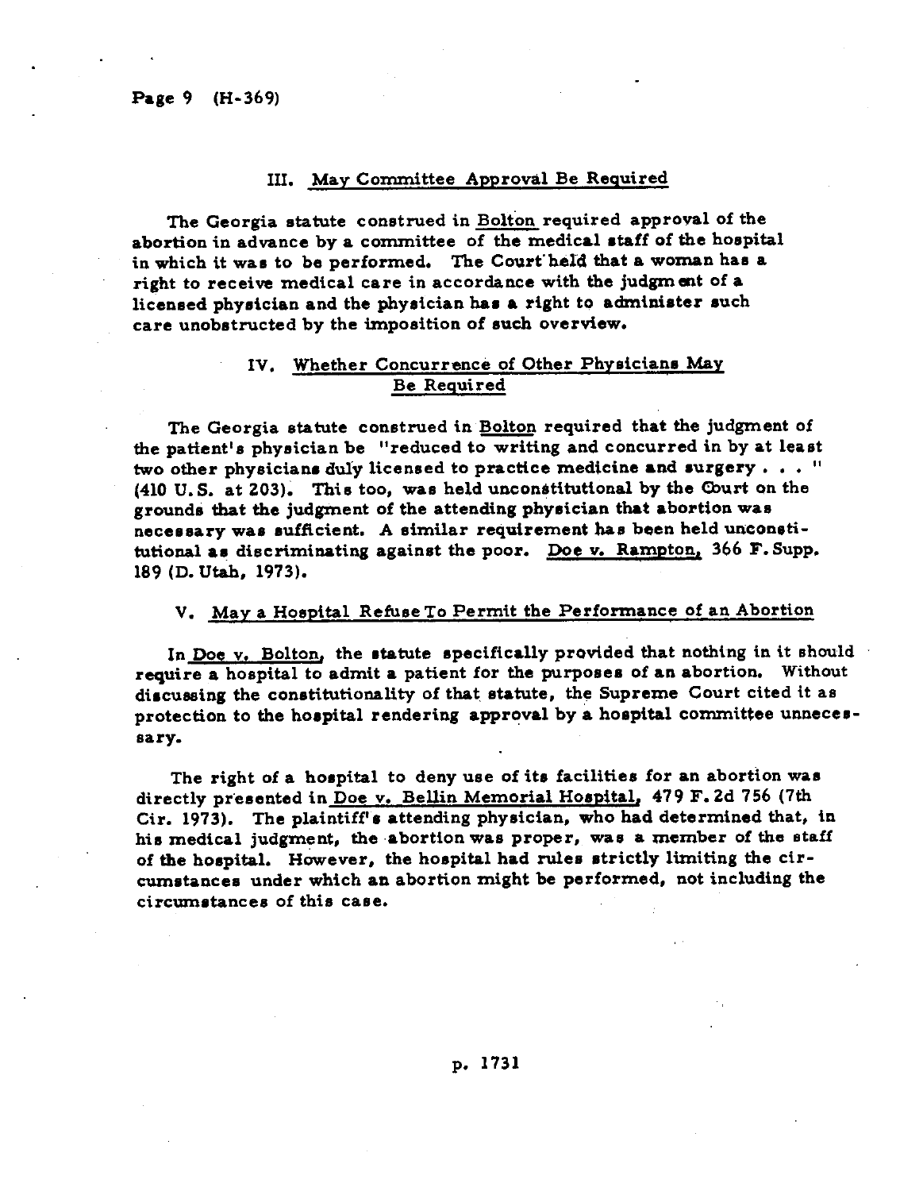## III. May Committee Approval Be Required

The Georgia statute construed in Bolton required approval of the abortion in advance by a committee of the medical staff of the hospital in which it was to be performed. The Court held that a woman has a right to receive medical care in accordance with the judgment of a licensed physician and the physician has a right to administer such care unobstructed by the imposition of such overview.

## IV. Whether Concurrence of Other Physicians May Be Required

The Georgia statute construed in Bolton required that the judgment of the patient's physician be "reduced to writing and concurred in by at least two other physicians duly licensed to practice medicine and surgery . . . " (410 U.S. at 203). This too, was held unconstitutional by the Court on the grounds that the judgment of the attending physician that abortion was necessary was sufficient. A similar requirement has been held unconstitutional as discriminating against the poor. Doe v. Rampton, 366 F. Supp. 189 (D. Utah, 1973).

## V. May a Hospital Refuse To Permit the Performance of an Abortion

In Doe v. Bolton, the statute specifically provided that nothing in it should require a hospital to admit a patient for the purposes of an abortion. Without discussing the constitutionality of that statute, the Supreme Court cited it as protection to the hospital rendering approval by a hospital committee unnecessary.

The right of a hospital to deny use of its facilities for an abortion was directly presented in Doe v. Bellin Memorial Hospital, 479 F. 2d 756 (7th Cir. 1973). The plaintiff's attending physician, who had determined that, in his medical judgment, the abortion was proper, was a member of the staff of the hospital. However, the hospital had rules strictly limiting the circumstances under which an abortion might be performed, not including the circumstances of this case.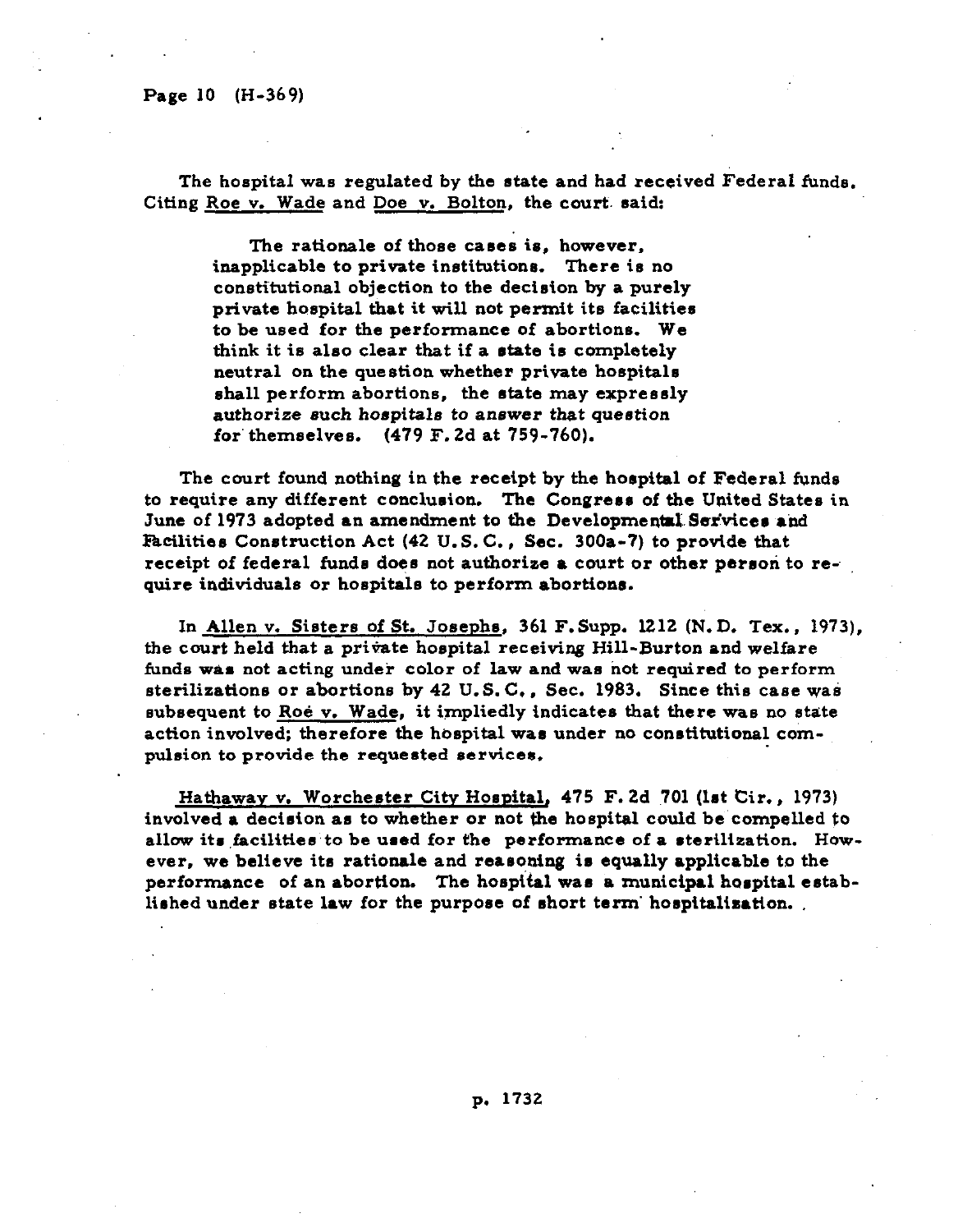The hospital was regulated by the state and had received Federal funds. Citing Roe v. Wade and Doe v. Bolton, the court said:

> The rationale of those cases is, however, inapplicable to private institutions. There is no constitutional objection to the decision by a purely private hospital that it will not permit its facilities to be used for the performance of abortions. We think it is also clear that if a state is completely neutral on the question whether private hospitals shall perform abortions, the state may expressly authorize such hospitals to answer that question for themselves. (479 F.2d at 759-760).

The court found nothing in the receipt by the hospital of Federal funds to require any different conclusion. The Congress of the United States in June of 1973 adopted an amendment to the Developmental Services and Facilities Construction Act (42 U.S.C., Sec. 300a-7) to provide that receipt of federal funds does not authorize a court or other person to require individuals or hospitals to perform abortions.

In Allen v. Sisters of St. Josephs, 361 F.Supp. 1212 (N.D. Tex., 1973), the court held that a private hospital receiving Hill-Burton and welfare funds was not acting under color of law and was not required to perform sterilizations or abortions by 42 U.S.C., Sec. 1983. Since this case was subsequent to Roe v. Wade, it impliedly indicates that there was no state action involved; therefore the hospital was under no constitutional compulsion to provide the requested services.

Hathaway v. Worchester City Hospital, 475 F.2d 701 (1st Cir., 1973) involved a decision as to whether or not the hospital could be compelled to allow its facilities to be used for the performance of a sterilization. However, we believe its rationale and reasoning is equally applicable to the performance of an abortion. The hospital was a municipal hospital established under state law for the purpose of short term hospitalization.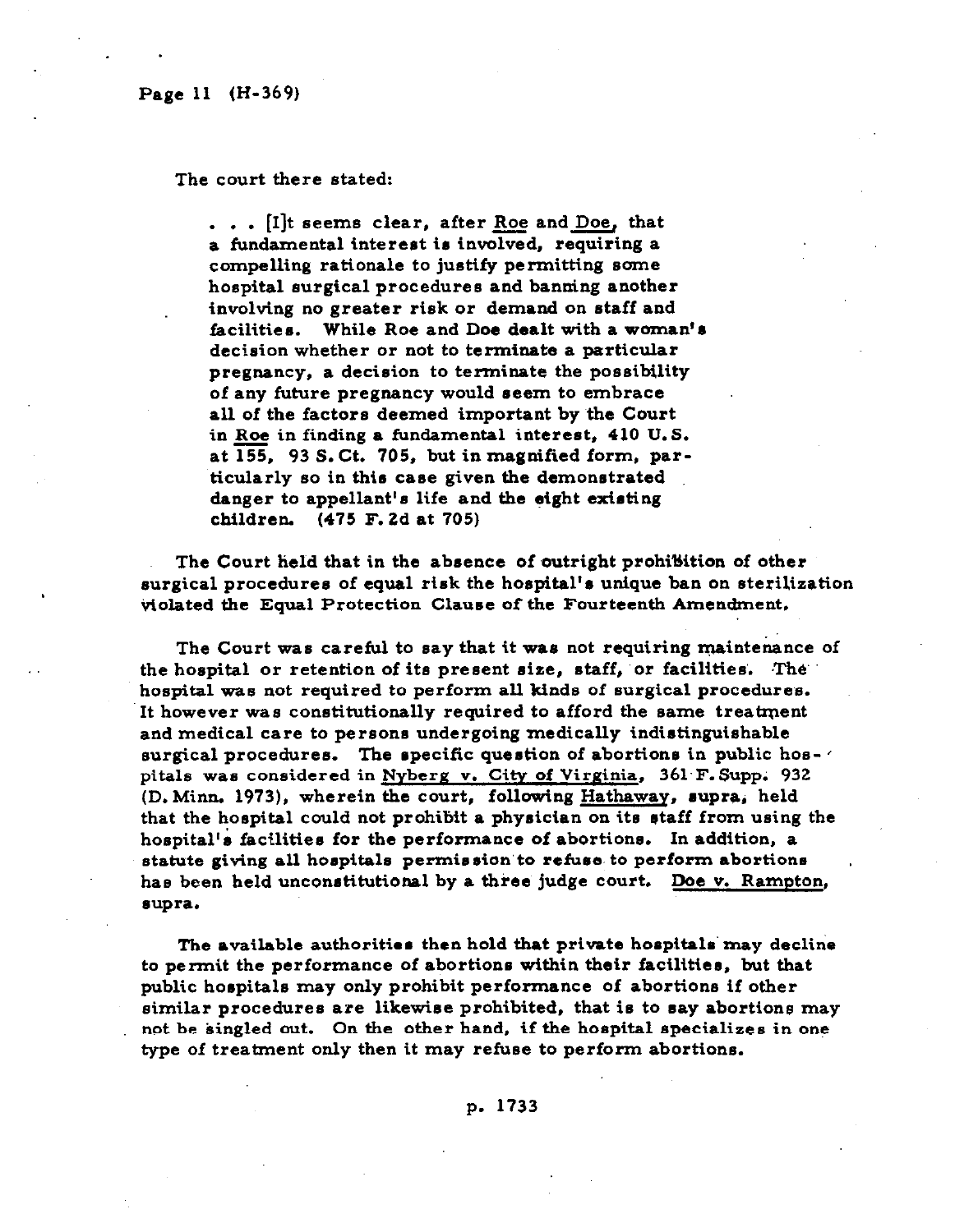The court there stated:

> . . . [I]t seems clear, after Roe and Doe, that a fundamental interest is involved, requiring a compelling rationale to justify permitting some hospital surgical procedures and banning another involving no greater risk or demand on staff and facilities. While Roe and Doe dealt with a woman's decision whether or not to terminate a particular pregnancy, a decision to terminate the possibility of any future pregnancy would seem to embrace all of the factors deemed important by the Court in Roe in finding a fundamental interest, 410 U.S. at 155, 93 S. Ct. 705, but in magnified form, particularly so in this case given the demonstrated danger to appellant's life and the eight existing children. (475 F. 2d at 705)

The Court held that in the absence of outright prohibition of other surgical procedures of equal risk the hospital's unique ban on sterilization violated the Equal Protection Clause of the Fourteenth Amendment.

The Court was careful to say that it was not requiring maintenance of the hospital or retention of its present size, staff, or facilities. The hospital was not required to perform all kinds of surgical procedures. It however was constitutionally required to afford the same treatment and medical care to persons undergoing medically indistinguishable surgical procedures. The specific question of abortions in public hospitals was considered in Nyberg v. City of Virginia, 361 F. Supp. 932 (D. Minn. 1973), wherein the court, following Hathaway, supra, held that the hospital could not prohibit a physician on its staff from using the hospital's facilities for the performance of abortions. In addition, a statute giving all hospitals permission to refuse to perform abortions has been held unconstitutional by a three judge court. Doe v. Rampton, supra.

The available authorities then hold that private hospitals may decline to permit the performance of abortions within their facilities, but that public hospitals may only prohibit performance of abortions if other similar procedures are likewise prohibited, that is to say abortions may not be singled out. On the other hand, if the hospital specializes in one type of treatment only then it may refuse to perform abortions.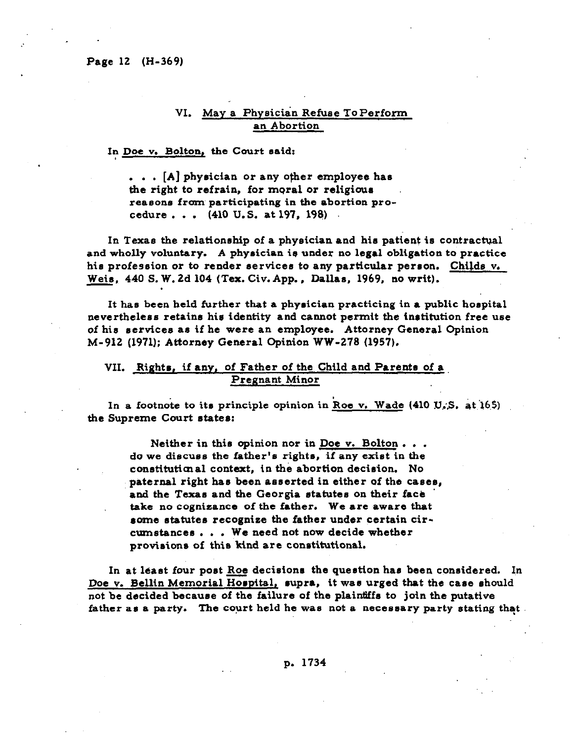### VI. May a Physician Refuse To Perform an Abortion

In Doe v. Bolton, the Court said:

> . . . [A] physician or any other employee has the right to refrain, for moral or religious reasons from participating in the abortion procedure . . . (410 U.S. at 197, 198)

In Texas the relationship of a physician and his patient is contractual and wholly voluntary. A physician is under no legal obligation to practice his profession or to render services to any particular person. Childs v. Weis, 440 S.W.2d 104 (Tex. Civ. App., Dallas, 1969, no writ).

It has been held further that a physician practicing in a public hospital nevertheless retains his identity and cannot permit the institution free use of his services as if he were an employee. Attorney General Opinion M-912 (1971); Attorney General Opinion WW-278 (1957).

### VII. Rights, if any, of Father of the Child and Parents of a Pregnant Minor

In a footnote to its principle opinion in Roe v. Wade (410 U.S. at 165) the Supreme Court states:

> Neither in this opinion nor in Doe v. Bolton . . . do we discuss the father's rights, if any exist in the constitutional context, in the abortion decision. No paternal right has been asserted in either of the cases, and the Texas and the Georgia statutes on their face take no cognizance of the father. We are aware that some statutes recognize the father under certain circumstances . . . We need not now decide whether provisions of this kind are constitutional.

In at least four post Roe decisions the question has been considered. In Doe v. Bellin Memorial Hospital, supra, it was urged that the case should not be decided because of the failure of the plaintiffs to join the putative father as a party. The court held he was not a necessary party stating that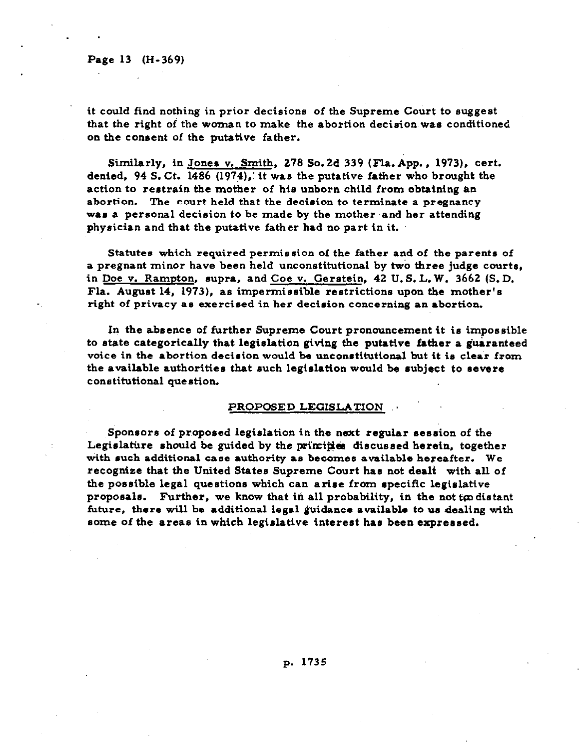it could find nothing in prior decisions of the Supreme Court to suggest that the right of the woman to make the abortion decision was conditioned on the consent of the putative father.

Similarly, in Jones v. Smith, 278 So. 2d 339 (Fla. App., 1973), cert. denied, 94 S. Ct. 1486 (1974), it was the putative father who brought the action to restrain the mother of his unborn child from obtaining an abortion. The court held that the decision to terminate a pregnancy was a personal decision to be made by the mother and her attending physician and that the putative father had no part in it.

Statutes which required permission of the father and of the parents of a pregnant minor have been held unconstitutional by two three judge courts, in Doe v. Rampton, supra, and Coe v. Gerstein, 42 U. S. L. W. 3662 (S. D. Fla. August 14, 1973), as impermissible restrictions upon the mother's right of privacy as exercised in her decision concerning an abortion.

In the absence of further Supreme Court pronouncement it is impossible to state categorically that legislation giving the putative father a guaranteed voice in the abortion decision would be unconstitutional but it is clear from the available authorities that such legislation would be subject to severe constitutional question.

## PROPOSED LEGISLATION

Sponsors of proposed legislation in the next regular session of the Legislature should be guided by the principles discussed herein, together with such additional case authority as becomes available hereafter. We recognize that the United States Supreme Court has not dealt with all of the possible legal questions which can arise from specific legislative proposals. Further, we know that in all probability, in the not too distant future, there will be additional legal guidance available to us dealing with some of the areas in which legislative interest has been expressed.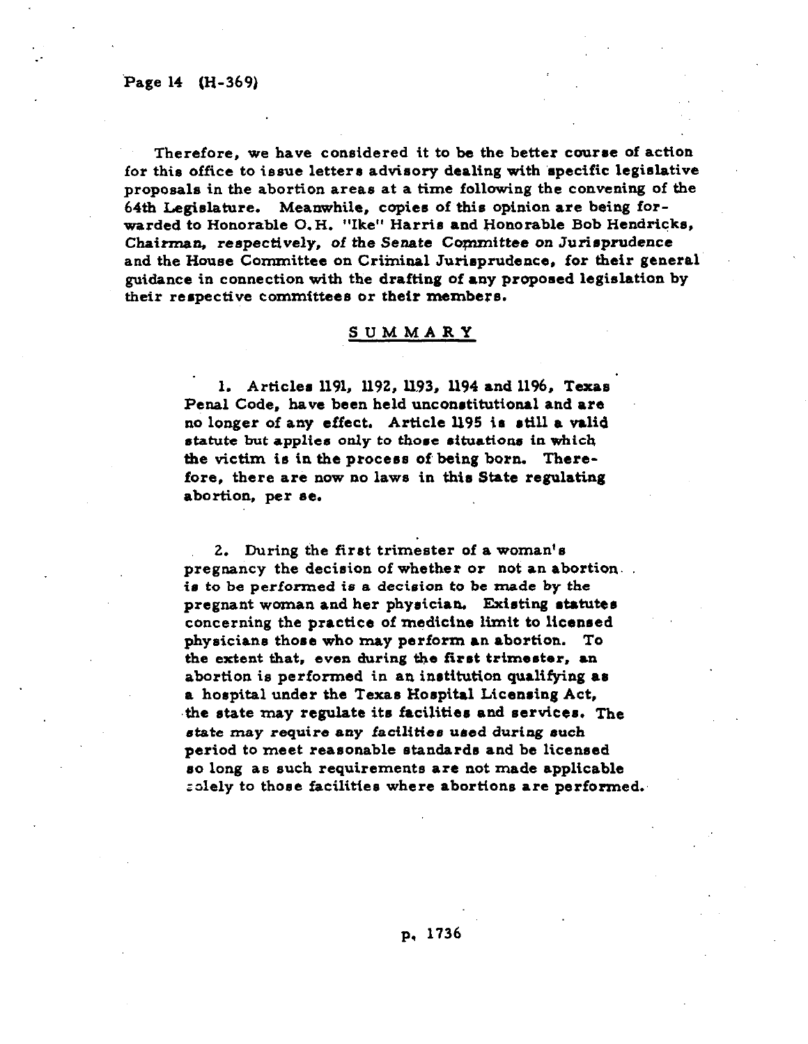Therefore, we have considered it to be the better course of action for this office to issue letters advisory dealing with specific legislative proposals in the abortion areas at a time following the convening of the 64th Legislature. Meanwhile, copies of this opinion are being forwarded to Honorable O.H. "Ike" Harris and Honorable Bob Hendricks, Chairman, respectively, of the Senate Committee on Jurisprudence and the House Committee on Criminal Jurisprudence, for their general guidance in connection with the drafting of any proposed legislation by their respective committees or their members.

## SUMMARY

1. Articles 1191, 1192, 1193, 1194 and 1196, Texas Penal Code, have been held unconstitutional and are no longer of any effect. Article 1195 is still a valid statute but applies only to those situations in which the victim is in the process of being born. Therefore, there are now no laws in this State regulating abortion, per se.

2. During the first trimester of a woman's pregnancy the decision of whether or not an abortion is to be performed is a decision to be made by the pregnant woman and her physician. Existing statutes concerning the practice of medicine limit to licensed physicians those who may perform an abortion. To the extent that, even during the first trimester, an abortion is performed in an institution qualifying as a hospital under the Texas Hospital Licensing Act, the state may regulate its facilities and services. The state may require any facilities used during such period to meet reasonable standards and be licensed so long as such requirements are not made applicable solely to those facilities where abortions are performed.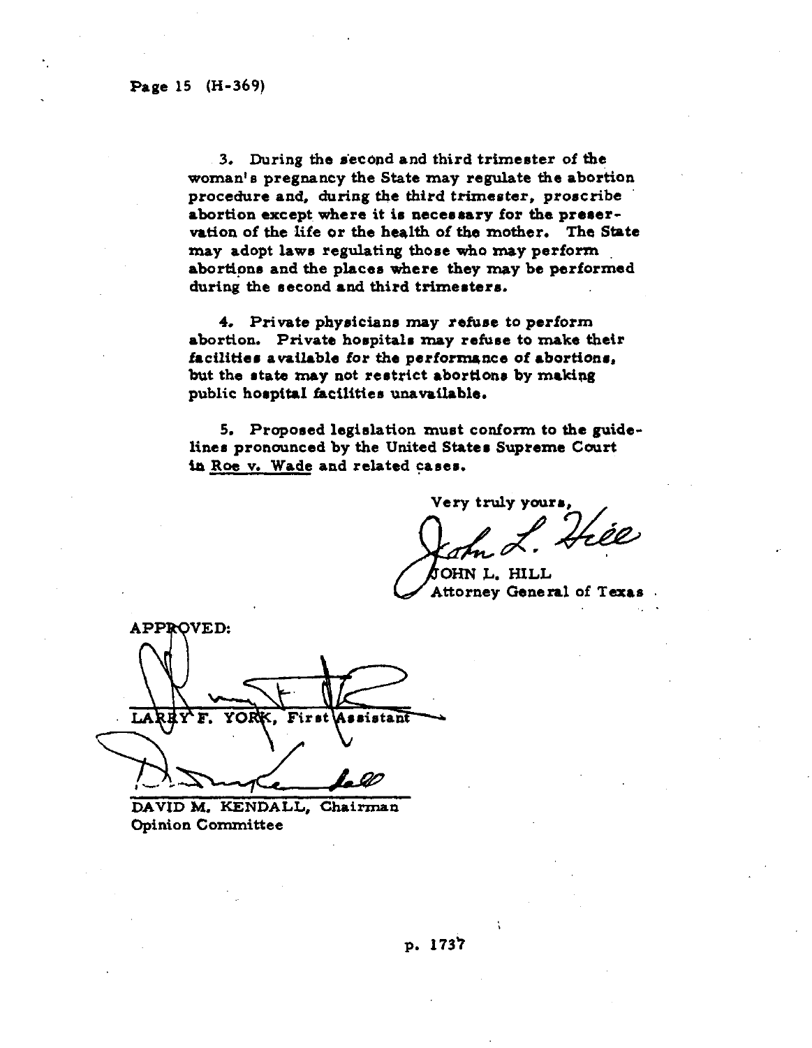3. During the second and third trimester of the woman's pregnancy the State may regulate the abortion procedure and, during the third trimester, proscribe abortion except where it is necessary for the preservation of the life or the health of the mother. The State may adopt laws regulating those who may perform abortions and the places where they may be performed during the second and third trimesters.

4. Private physicians may refuse to perform abortion. Private hospitals may refuse to make their facilities available for the performance of abortions, but the state may not restrict abortions by making public hospital facilities unavailable.

5. Proposed legislation must conform to the guidelines pronounced by the United States Supreme Court in Roe v. Wade and related cases.

Very truly yours,

JOHN L. HILL
Attorney General of Texas

APPROVED:

LARRY F. YORK, First Assistant

DAVID M. KENDALL, Chairman
Opinion Committee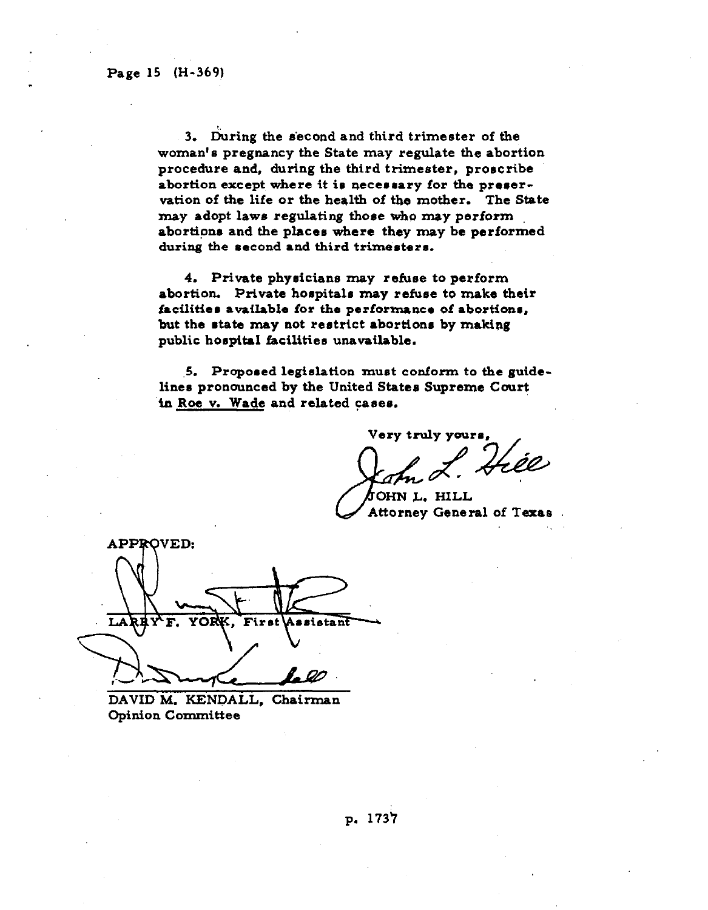3. During the second and third trimester of the woman's pregnancy the State may regulate the abortion procedure and, during the third trimester, proscribe abortion except where it is necessary for the preservation of the life or the health of the mother. The State may adopt laws regulating those who may perform abortions and the places where they may be performed during the second and third trimesters.

4. Private physicians may refuse to perform abortion. Private hospitals may refuse to make their facilities available for the performance of abortions, but the state may not restrict abortions by making public hospital facilities unavailable.

5. Proposed legislation must conform to the guidelines pronounced by the United States Supreme Court in Roe v. Wade and related cases.

Very truly yours,

JOHN L. HILL
Attorney General of Texas

APPROVED:

LARRY F. YORK, First Assistant

DAVID M. KENDALL, Chairman
Opinion Committee